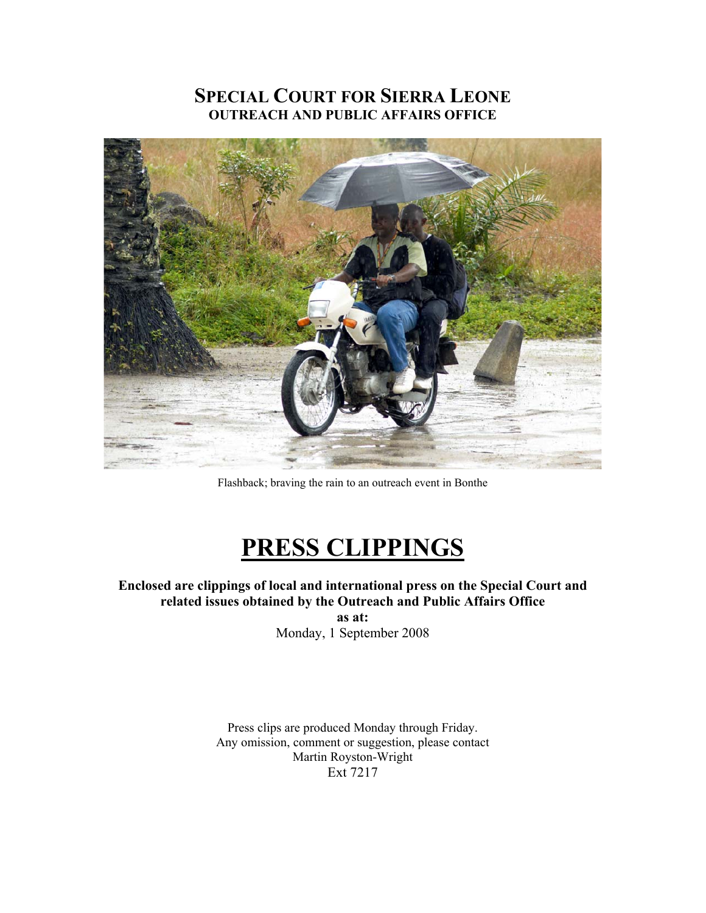# SPECIAL COURT FOR SIERRA LEONE
## OUTREACH AND PUBLIC AFFAIRS OFFICE

Flashback; braving the rain to an outreach event in Bonthe

# PRESS CLIPPINGS

**Enclosed are clippings of local and international press on the Special Court and related issues obtained by the Outreach and Public Affairs Office**
**as at:**
Monday, 1 September 2008

Press clips are produced Monday through Friday.
Any omission, comment or suggestion, please contact
Martin Royston-Wright
Ext 7217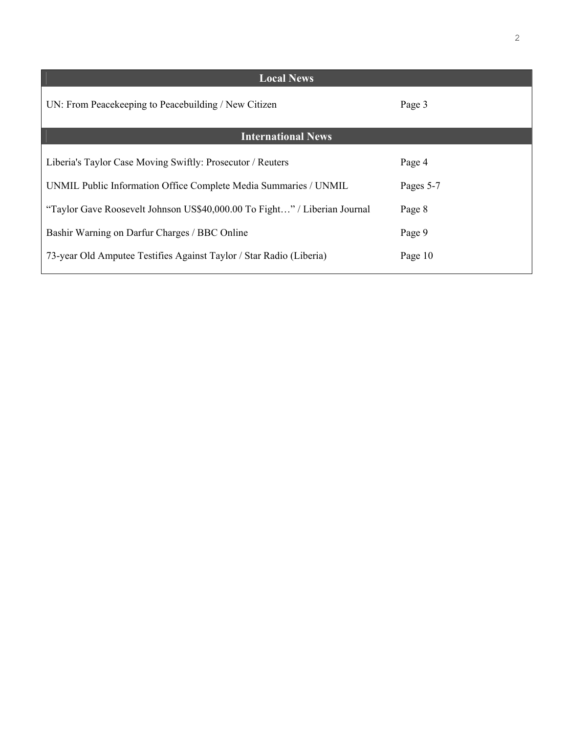| Local News | |
|---|---|
| UN: From Peacekeeping to Peacebuilding / New Citizen | Page 3 |

| International News | |
|---|---|
| Liberia's Taylor Case Moving Swiftly: Prosecutor / Reuters | Page 4 |
| UNMIL Public Information Office Complete Media Summaries / UNMIL | Pages 5-7 |
| "Taylor Gave Roosevelt Johnson US$40,000.00 To Fight…" / Liberian Journal | Page 8 |
| Bashir Warning on Darfur Charges / BBC Online | Page 9 |
| 73-year Old Amputee Testifies Against Taylor / Star Radio (Liberia) | Page 10 |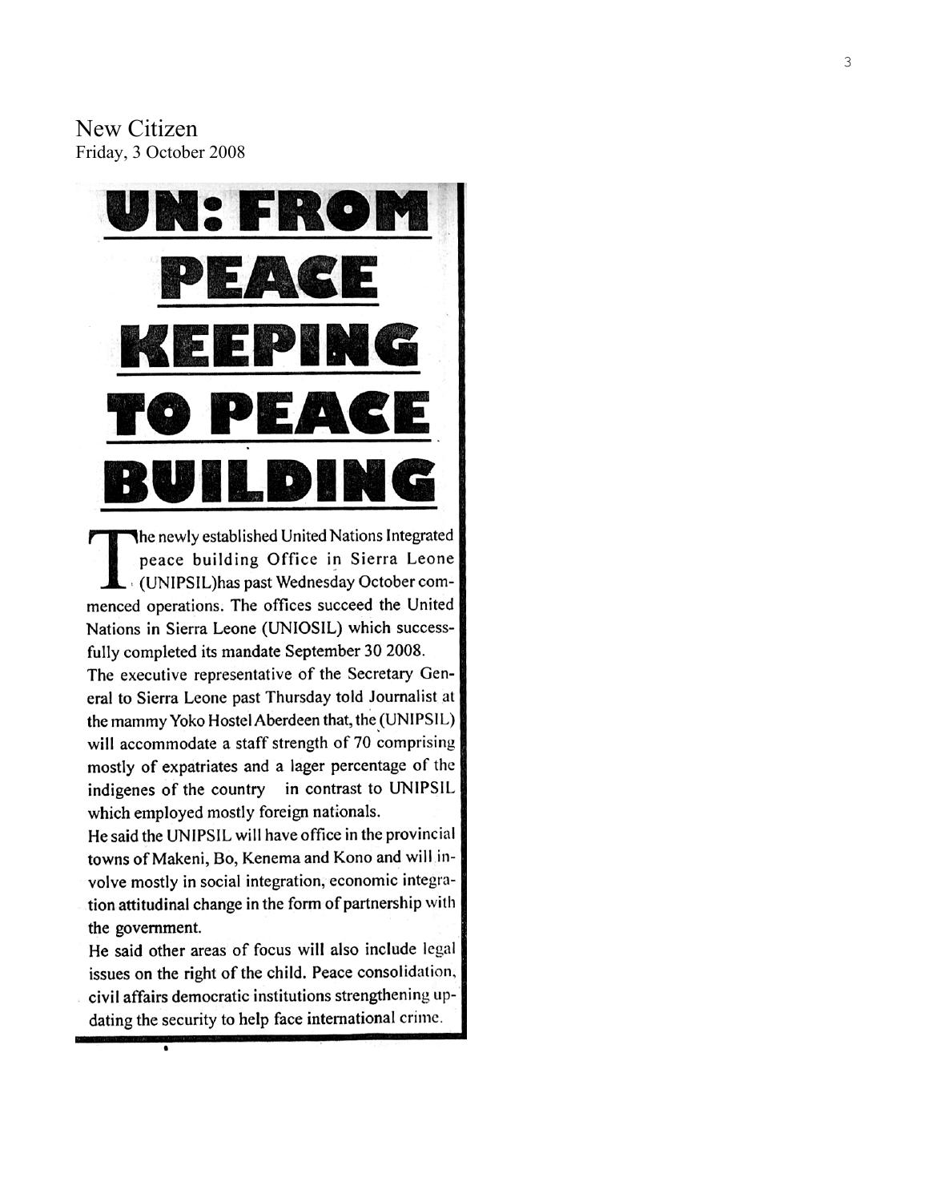New Citizen
Friday, 3 October 2008

# UN: FROM PEACE KEEPING TO PEACE BUILDING

The newly established United Nations Integrated peace building Office in Sierra Leone (UNIPSIL)has past Wednesday October commenced operations. The offices succeed the United Nations in Sierra Leone (UNIOSIL) which successfully completed its mandate September 30 2008.

The executive representative of the Secretary General to Sierra Leone past Thursday told Journalist at the mammy Yoko Hostel Aberdeen that, the (UNIPSIL) will accommodate a staff strength of 70 comprising mostly of expatriates and a lager percentage of the indigenes of the country in contrast to UNIPSIL which employed mostly foreign nationals.

He said the UNIPSIL will have office in the provincial towns of Makeni, Bo, Kenema and Kono and will involve mostly in social integration, economic integration attitudinal change in the form of partnership with the government.

He said other areas of focus will also include legal issues on the right of the child. Peace consolidation, civil affairs democratic institutions strengthening updating the security to help face international crime.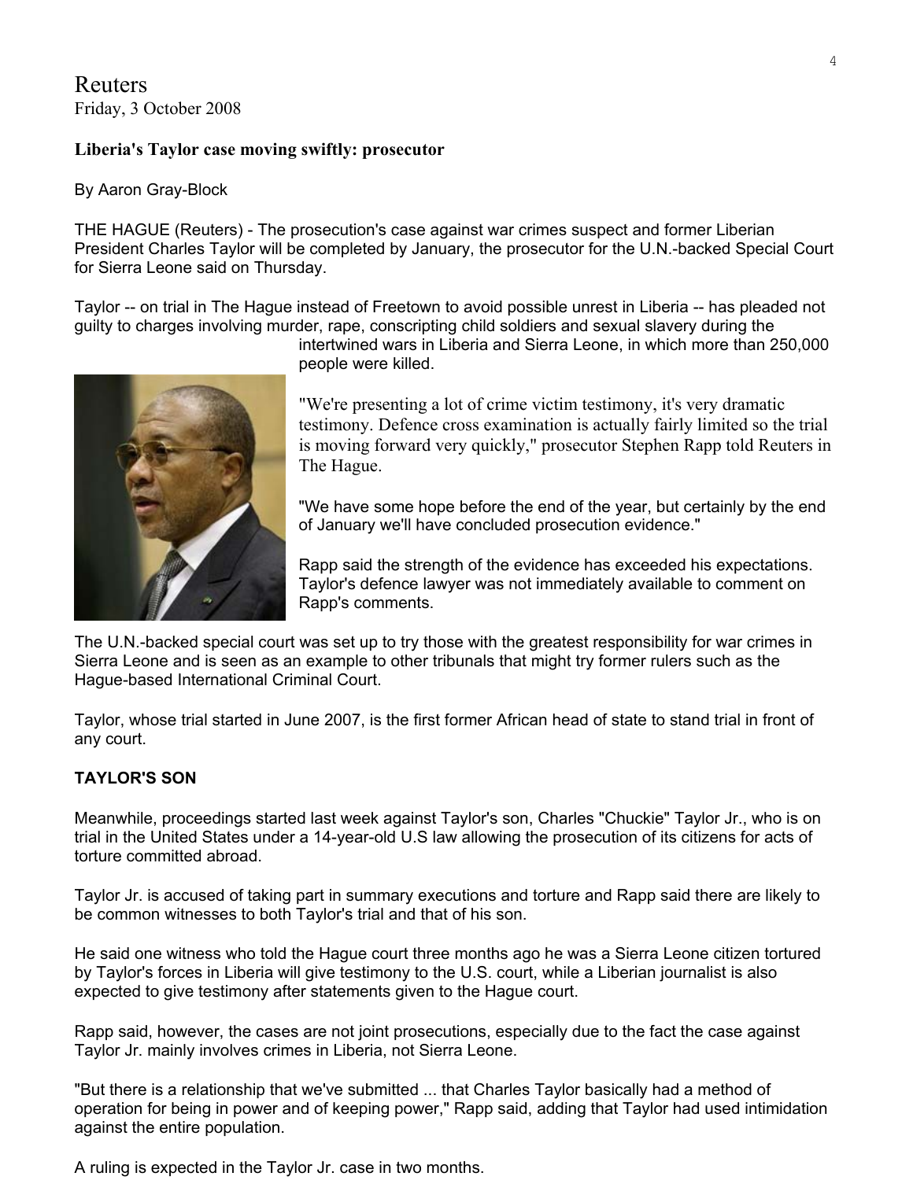Reuters
Friday, 3 October 2008

**Liberia's Taylor case moving swiftly: prosecutor**

By Aaron Gray-Block

THE HAGUE (Reuters) - The prosecution's case against war crimes suspect and former Liberian President Charles Taylor will be completed by January, the prosecutor for the U.N.-backed Special Court for Sierra Leone said on Thursday.

Taylor -- on trial in The Hague instead of Freetown to avoid possible unrest in Liberia -- has pleaded not guilty to charges involving murder, rape, conscripting child soldiers and sexual slavery during the intertwined wars in Liberia and Sierra Leone, in which more than 250,000 people were killed.

"We're presenting a lot of crime victim testimony, it's very dramatic testimony. Defence cross examination is actually fairly limited so the trial is moving forward very quickly," prosecutor Stephen Rapp told Reuters in The Hague.

"We have some hope before the end of the year, but certainly by the end of January we'll have concluded prosecution evidence."

Rapp said the strength of the evidence has exceeded his expectations. Taylor's defence lawyer was not immediately available to comment on Rapp's comments.

The U.N.-backed special court was set up to try those with the greatest responsibility for war crimes in Sierra Leone and is seen as an example to other tribunals that might try former rulers such as the Hague-based International Criminal Court.

Taylor, whose trial started in June 2007, is the first former African head of state to stand trial in front of any court.

**TAYLOR'S SON**

Meanwhile, proceedings started last week against Taylor's son, Charles "Chuckie" Taylor Jr., who is on trial in the United States under a 14-year-old U.S law allowing the prosecution of its citizens for acts of torture committed abroad.

Taylor Jr. is accused of taking part in summary executions and torture and Rapp said there are likely to be common witnesses to both Taylor's trial and that of his son.

He said one witness who told the Hague court three months ago he was a Sierra Leone citizen tortured by Taylor's forces in Liberia will give testimony to the U.S. court, while a Liberian journalist is also expected to give testimony after statements given to the Hague court.

Rapp said, however, the cases are not joint prosecutions, especially due to the fact the case against Taylor Jr. mainly involves crimes in Liberia, not Sierra Leone.

"But there is a relationship that we've submitted ... that Charles Taylor basically had a method of operation for being in power and of keeping power," Rapp said, adding that Taylor had used intimidation against the entire population.

A ruling is expected in the Taylor Jr. case in two months.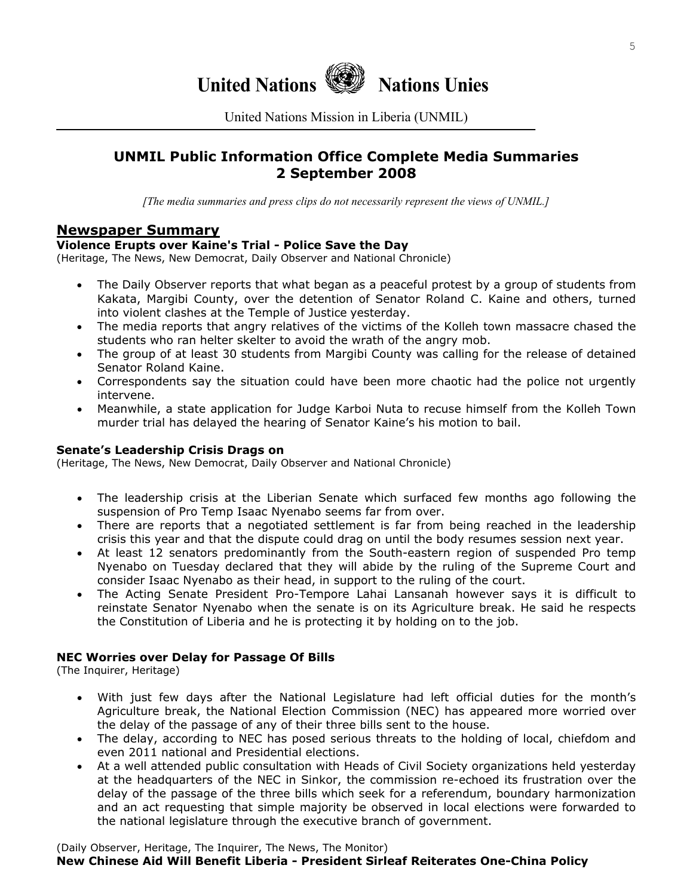# United Nations Nations Unies

United Nations Mission in Liberia (UNMIL)

## UNMIL Public Information Office Complete Media Summaries 2 September 2008

*[The media summaries and press clips do not necessarily represent the views of UNMIL.]*

## Newspaper Summary

### Violence Erupts over Kaine's Trial - Police Save the Day

(Heritage, The News, New Democrat, Daily Observer and National Chronicle)

- The Daily Observer reports that what began as a peaceful protest by a group of students from Kakata, Margibi County, over the detention of Senator Roland C. Kaine and others, turned into violent clashes at the Temple of Justice yesterday.
- The media reports that angry relatives of the victims of the Kolleh town massacre chased the students who ran helter skelter to avoid the wrath of the angry mob.
- The group of at least 30 students from Margibi County was calling for the release of detained Senator Roland Kaine.
- Correspondents say the situation could have been more chaotic had the police not urgently intervene.
- Meanwhile, a state application for Judge Karboi Nuta to recuse himself from the Kolleh Town murder trial has delayed the hearing of Senator Kaine's his motion to bail.

### Senate's Leadership Crisis Drags on

(Heritage, The News, New Democrat, Daily Observer and National Chronicle)

- The leadership crisis at the Liberian Senate which surfaced few months ago following the suspension of Pro Temp Isaac Nyenabo seems far from over.
- There are reports that a negotiated settlement is far from being reached in the leadership crisis this year and that the dispute could drag on until the body resumes session next year.
- At least 12 senators predominantly from the South-eastern region of suspended Pro temp Nyenabo on Tuesday declared that they will abide by the ruling of the Supreme Court and consider Isaac Nyenabo as their head, in support to the ruling of the court.
- The Acting Senate President Pro-Tempore Lahai Lansanah however says it is difficult to reinstate Senator Nyenabo when the senate is on its Agriculture break. He said he respects the Constitution of Liberia and he is protecting it by holding on to the job.

### NEC Worries over Delay for Passage Of Bills

(The Inquirer, Heritage)

- With just few days after the National Legislature had left official duties for the month's Agriculture break, the National Election Commission (NEC) has appeared more worried over the delay of the passage of any of their three bills sent to the house.
- The delay, according to NEC has posed serious threats to the holding of local, chiefdom and even 2011 national and Presidential elections.
- At a well attended public consultation with Heads of Civil Society organizations held yesterday at the headquarters of the NEC in Sinkor, the commission re-echoed its frustration over the delay of the passage of the three bills which seek for a referendum, boundary harmonization and an act requesting that simple majority be observed in local elections were forwarded to the national legislature through the executive branch of government.

(Daily Observer, Heritage, The Inquirer, The News, The Monitor)

### New Chinese Aid Will Benefit Liberia - President Sirleaf Reiterates One-China Policy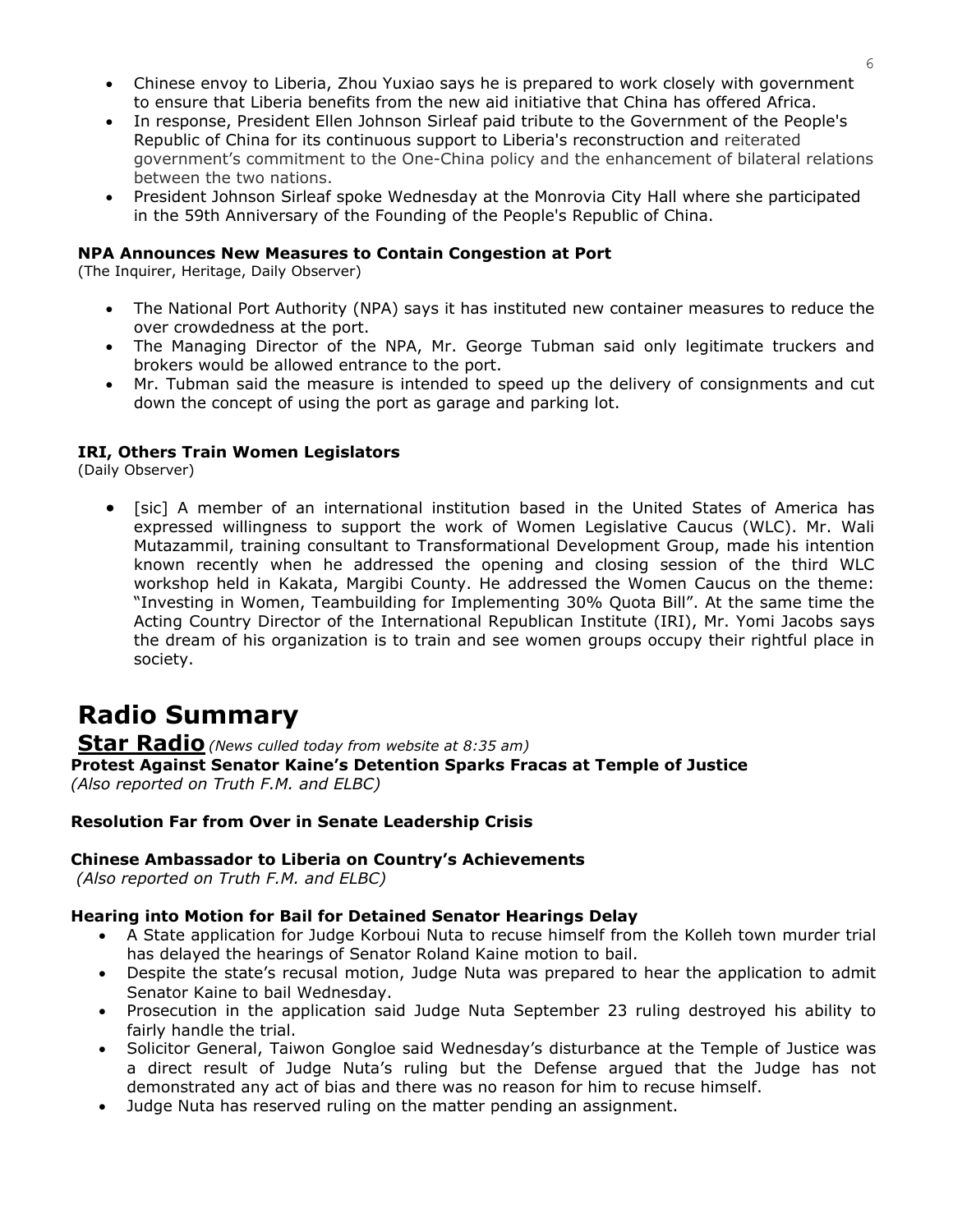- Chinese envoy to Liberia, Zhou Yuxiao says he is prepared to work closely with government to ensure that Liberia benefits from the new aid initiative that China has offered Africa.
- In response, President Ellen Johnson Sirleaf paid tribute to the Government of the People's Republic of China for its continuous support to Liberia's reconstruction and reiterated government's commitment to the One-China policy and the enhancement of bilateral relations between the two nations.
- President Johnson Sirleaf spoke Wednesday at the Monrovia City Hall where she participated in the 59th Anniversary of the Founding of the People's Republic of China.

**NPA Announces New Measures to Contain Congestion at Port**
(The Inquirer, Heritage, Daily Observer)

- The National Port Authority (NPA) says it has instituted new container measures to reduce the over crowdedness at the port.
- The Managing Director of the NPA, Mr. George Tubman said only legitimate truckers and brokers would be allowed entrance to the port.
- Mr. Tubman said the measure is intended to speed up the delivery of consignments and cut down the concept of using the port as garage and parking lot.

**IRI, Others Train Women Legislators**
(Daily Observer)

- [sic] A member of an international institution based in the United States of America has expressed willingness to support the work of Women Legislative Caucus (WLC). Mr. Wali Mutazammil, training consultant to Transformational Development Group, made his intention known recently when he addressed the opening and closing session of the third WLC workshop held in Kakata, Margibi County. He addressed the Women Caucus on the theme: "Investing in Women, Teambuilding for Implementing 30% Quota Bill". At the same time the Acting Country Director of the International Republican Institute (IRI), Mr. Yomi Jacobs says the dream of his organization is to train and see women groups occupy their rightful place in society.

# Radio Summary

**Star Radio** *(News culled today from website at 8:35 am)*

**Protest Against Senator Kaine's Detention Sparks Fracas at Temple of Justice**
*(Also reported on Truth F.M. and ELBC)*

**Resolution Far from Over in Senate Leadership Crisis**

**Chinese Ambassador to Liberia on Country's Achievements**
*(Also reported on Truth F.M. and ELBC)*

**Hearing into Motion for Bail for Detained Senator Hearings Delay**

- A State application for Judge Korboui Nuta to recuse himself from the Kolleh town murder trial has delayed the hearings of Senator Roland Kaine motion to bail.
- Despite the state's recusal motion, Judge Nuta was prepared to hear the application to admit Senator Kaine to bail Wednesday.
- Prosecution in the application said Judge Nuta September 23 ruling destroyed his ability to fairly handle the trial.
- Solicitor General, Taiwon Gongloe said Wednesday's disturbance at the Temple of Justice was a direct result of Judge Nuta's ruling but the Defense argued that the Judge has not demonstrated any act of bias and there was no reason for him to recuse himself.
- Judge Nuta has reserved ruling on the matter pending an assignment.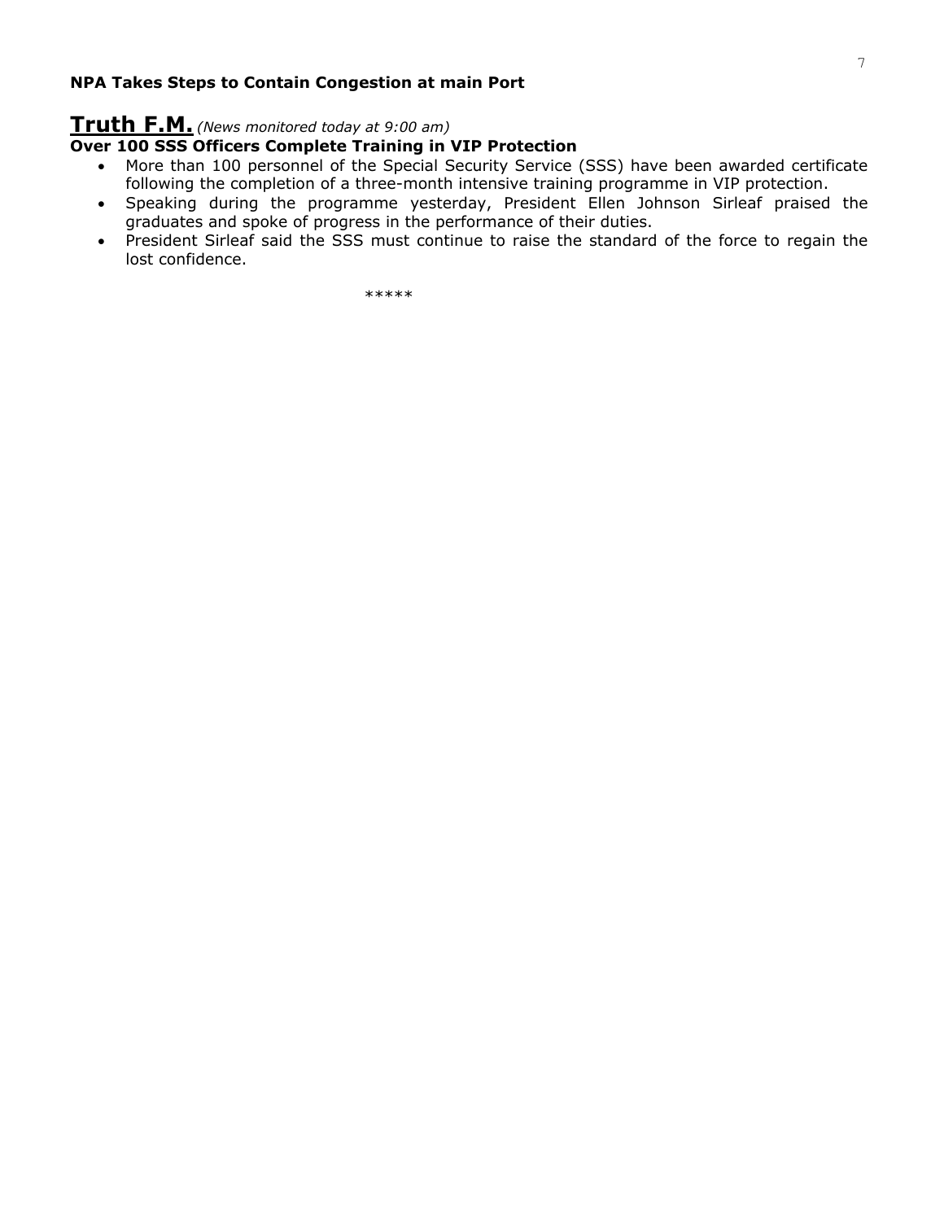**NPA Takes Steps to Contain Congestion at main Port**

## Truth F.M. *(News monitored today at 9:00 am)*

**Over 100 SSS Officers Complete Training in VIP Protection**

- More than 100 personnel of the Special Security Service (SSS) have been awarded certificate following the completion of a three-month intensive training programme in VIP protection.
- Speaking during the programme yesterday, President Ellen Johnson Sirleaf praised the graduates and spoke of progress in the performance of their duties.
- President Sirleaf said the SSS must continue to raise the standard of the force to regain the lost confidence.

*****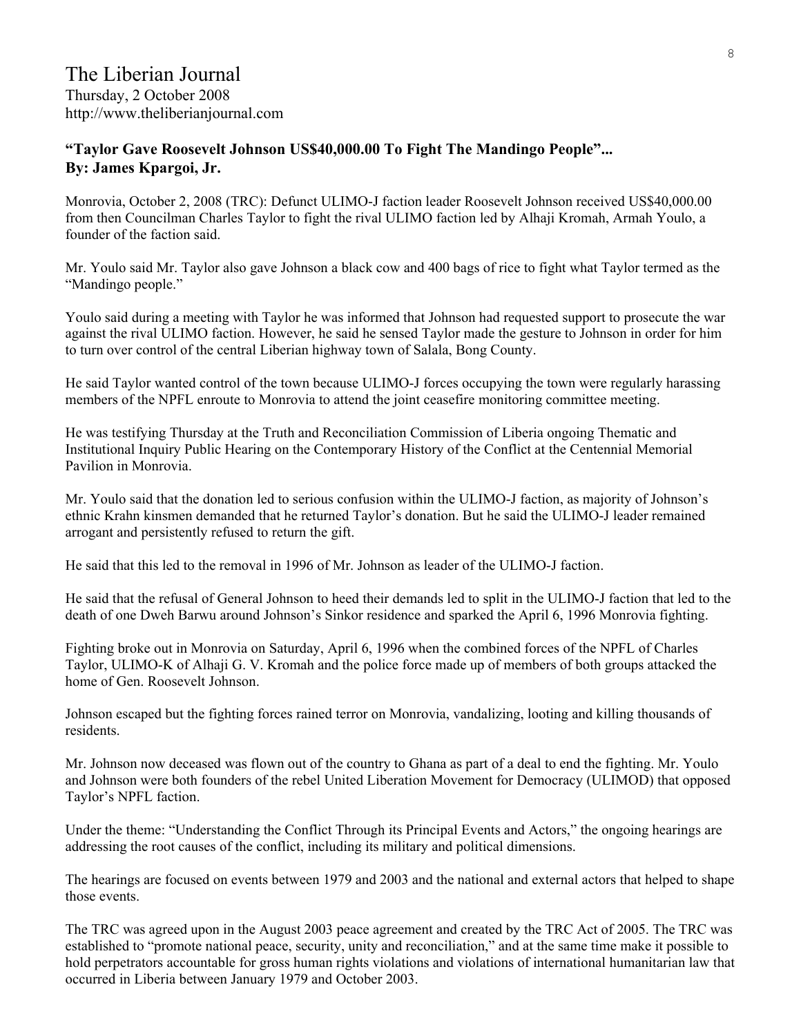# The Liberian Journal

Thursday, 2 October 2008
http://www.theliberianjournal.com

**"Taylor Gave Roosevelt Johnson US$40,000.00 To Fight The Mandingo People"...**
**By: James Kpargoi, Jr.**

Monrovia, October 2, 2008 (TRC): Defunct ULIMO-J faction leader Roosevelt Johnson received US$40,000.00 from then Councilman Charles Taylor to fight the rival ULIMO faction led by Alhaji Kromah, Armah Youlo, a founder of the faction said.

Mr. Youlo said Mr. Taylor also gave Johnson a black cow and 400 bags of rice to fight what Taylor termed as the "Mandingo people."

Youlo said during a meeting with Taylor he was informed that Johnson had requested support to prosecute the war against the rival ULIMO faction. However, he said he sensed Taylor made the gesture to Johnson in order for him to turn over control of the central Liberian highway town of Salala, Bong County.

He said Taylor wanted control of the town because ULIMO-J forces occupying the town were regularly harassing members of the NPFL enroute to Monrovia to attend the joint ceasefire monitoring committee meeting.

He was testifying Thursday at the Truth and Reconciliation Commission of Liberia ongoing Thematic and Institutional Inquiry Public Hearing on the Contemporary History of the Conflict at the Centennial Memorial Pavilion in Monrovia.

Mr. Youlo said that the donation led to serious confusion within the ULIMO-J faction, as majority of Johnson's ethnic Krahn kinsmen demanded that he returned Taylor's donation. But he said the ULIMO-J leader remained arrogant and persistently refused to return the gift.

He said that this led to the removal in 1996 of Mr. Johnson as leader of the ULIMO-J faction.

He said that the refusal of General Johnson to heed their demands led to split in the ULIMO-J faction that led to the death of one Dweh Barwu around Johnson's Sinkor residence and sparked the April 6, 1996 Monrovia fighting.

Fighting broke out in Monrovia on Saturday, April 6, 1996 when the combined forces of the NPFL of Charles Taylor, ULIMO-K of Alhaji G. V. Kromah and the police force made up of members of both groups attacked the home of Gen. Roosevelt Johnson.

Johnson escaped but the fighting forces rained terror on Monrovia, vandalizing, looting and killing thousands of residents.

Mr. Johnson now deceased was flown out of the country to Ghana as part of a deal to end the fighting. Mr. Youlo and Johnson were both founders of the rebel United Liberation Movement for Democracy (ULIMOD) that opposed Taylor's NPFL faction.

Under the theme: "Understanding the Conflict Through its Principal Events and Actors," the ongoing hearings are addressing the root causes of the conflict, including its military and political dimensions.

The hearings are focused on events between 1979 and 2003 and the national and external actors that helped to shape those events.

The TRC was agreed upon in the August 2003 peace agreement and created by the TRC Act of 2005. The TRC was established to "promote national peace, security, unity and reconciliation," and at the same time make it possible to hold perpetrators accountable for gross human rights violations and violations of international humanitarian law that occurred in Liberia between January 1979 and October 2003.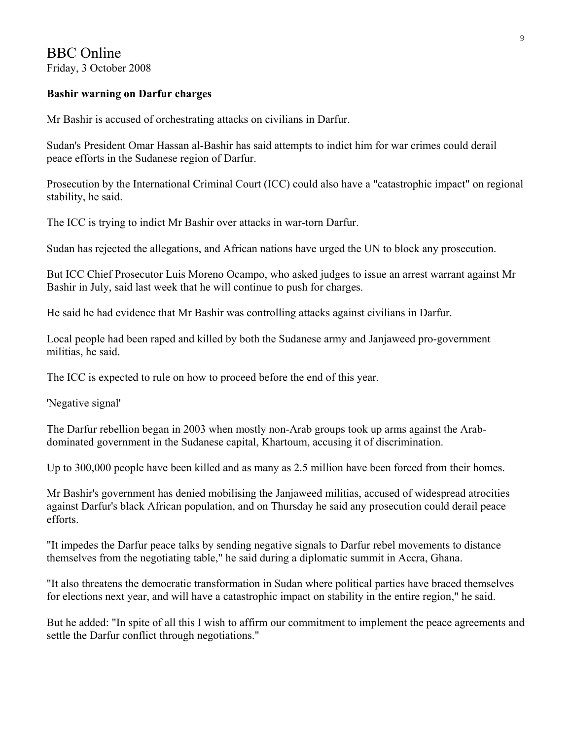# BBC Online

Friday, 3 October 2008

**Bashir warning on Darfur charges**

Mr Bashir is accused of orchestrating attacks on civilians in Darfur.

Sudan's President Omar Hassan al-Bashir has said attempts to indict him for war crimes could derail peace efforts in the Sudanese region of Darfur.

Prosecution by the International Criminal Court (ICC) could also have a "catastrophic impact" on regional stability, he said.

The ICC is trying to indict Mr Bashir over attacks in war-torn Darfur.

Sudan has rejected the allegations, and African nations have urged the UN to block any prosecution.

But ICC Chief Prosecutor Luis Moreno Ocampo, who asked judges to issue an arrest warrant against Mr Bashir in July, said last week that he will continue to push for charges.

He said he had evidence that Mr Bashir was controlling attacks against civilians in Darfur.

Local people had been raped and killed by both the Sudanese army and Janjaweed pro-government militias, he said.

The ICC is expected to rule on how to proceed before the end of this year.

'Negative signal'

The Darfur rebellion began in 2003 when mostly non-Arab groups took up arms against the Arab-dominated government in the Sudanese capital, Khartoum, accusing it of discrimination.

Up to 300,000 people have been killed and as many as 2.5 million have been forced from their homes.

Mr Bashir's government has denied mobilising the Janjaweed militias, accused of widespread atrocities against Darfur's black African population, and on Thursday he said any prosecution could derail peace efforts.

"It impedes the Darfur peace talks by sending negative signals to Darfur rebel movements to distance themselves from the negotiating table," he said during a diplomatic summit in Accra, Ghana.

"It also threatens the democratic transformation in Sudan where political parties have braced themselves for elections next year, and will have a catastrophic impact on stability in the entire region," he said.

But he added: "In spite of all this I wish to affirm our commitment to implement the peace agreements and settle the Darfur conflict through negotiations."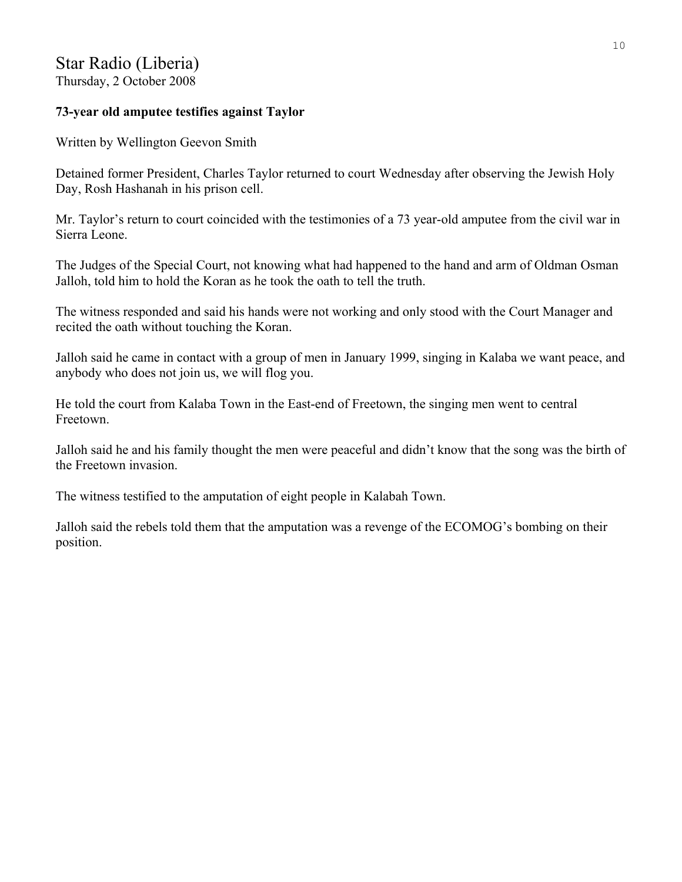# Star Radio (Liberia)

Thursday, 2 October 2008

**73-year old amputee testifies against Taylor**

Written by Wellington Geevon Smith

Detained former President, Charles Taylor returned to court Wednesday after observing the Jewish Holy Day, Rosh Hashanah in his prison cell.

Mr. Taylor's return to court coincided with the testimonies of a 73 year-old amputee from the civil war in Sierra Leone.

The Judges of the Special Court, not knowing what had happened to the hand and arm of Oldman Osman Jalloh, told him to hold the Koran as he took the oath to tell the truth.

The witness responded and said his hands were not working and only stood with the Court Manager and recited the oath without touching the Koran.

Jalloh said he came in contact with a group of men in January 1999, singing in Kalaba we want peace, and anybody who does not join us, we will flog you.

He told the court from Kalaba Town in the East-end of Freetown, the singing men went to central Freetown.

Jalloh said he and his family thought the men were peaceful and didn't know that the song was the birth of the Freetown invasion.

The witness testified to the amputation of eight people in Kalabah Town.

Jalloh said the rebels told them that the amputation was a revenge of the ECOMOG's bombing on their position.